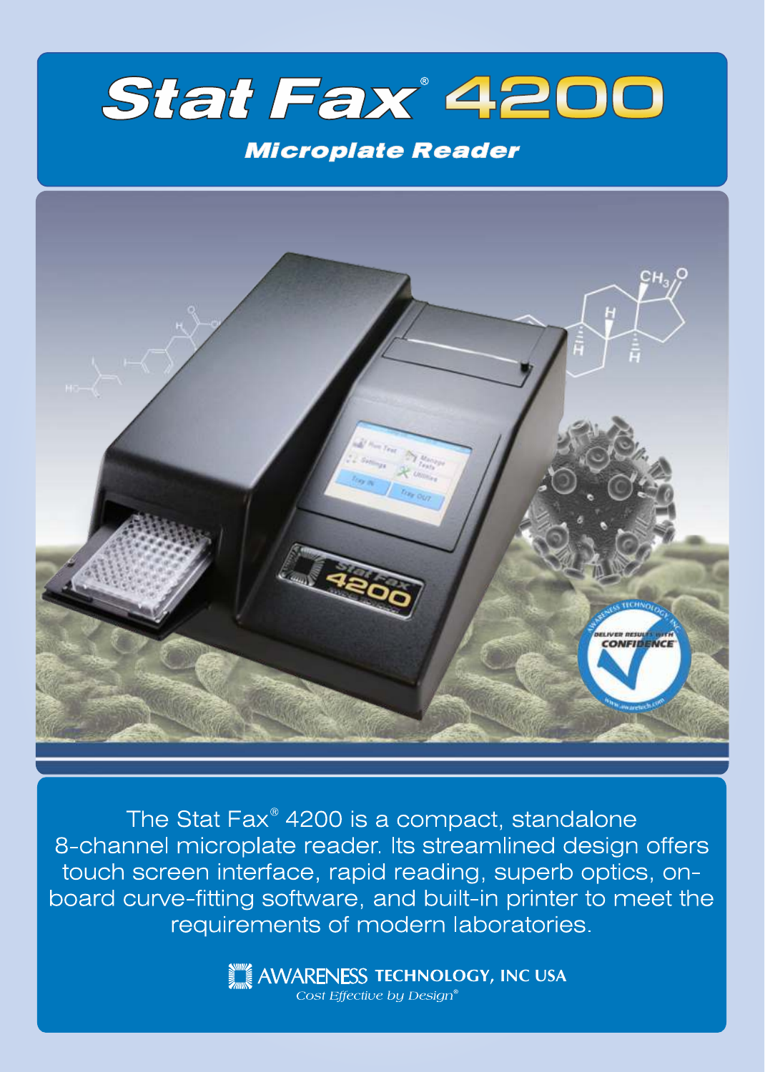# Stat Fax® 4200

## Microplate Reader

The Stat Fax® 4200 is a compact, standalone 8-channel microplate reader. Its streamlined design offers touch screen interface, rapid reading, superb optics, on-board curve-fitting software, and built-in printer to meet the requirements of modern laboratories.

AWARENESS TECHNOLOGY, INC USA

*Cost Effective by Design®*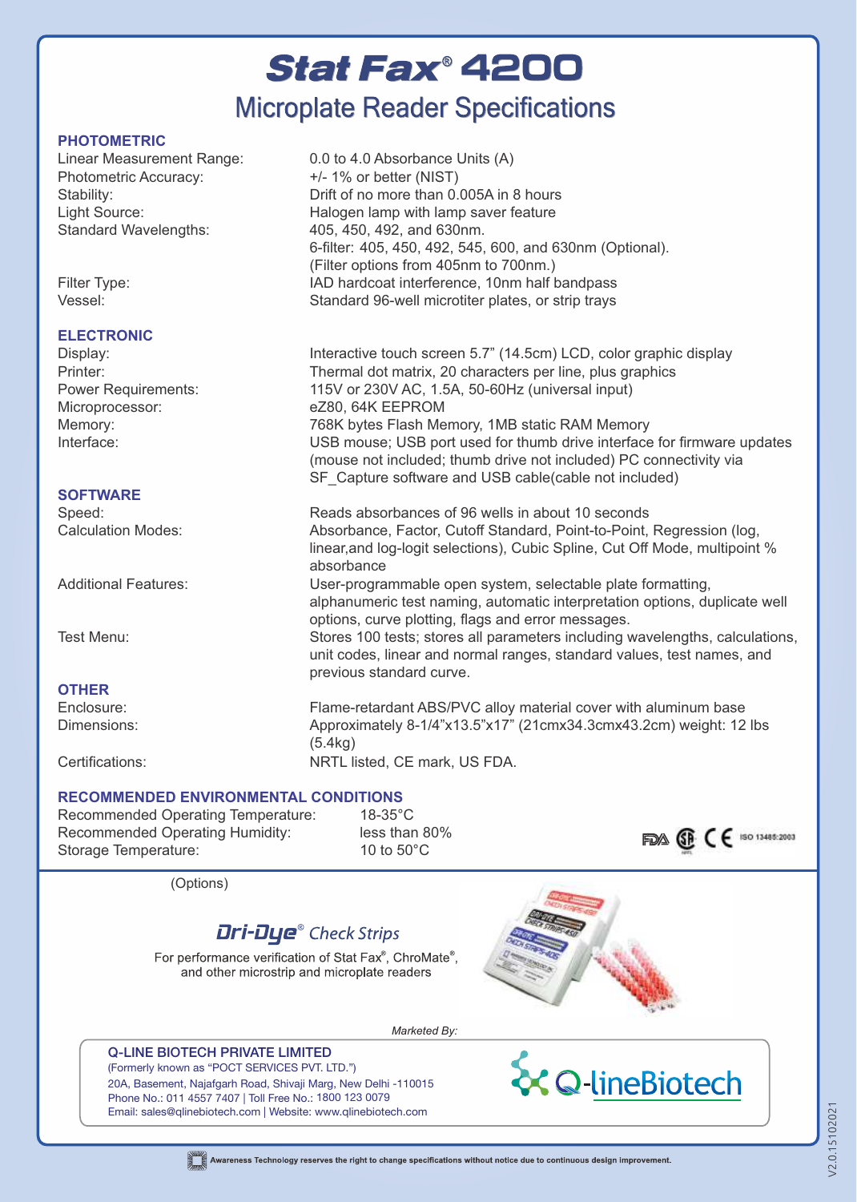# Stat Fax® 4200

## Microplate Reader Specifications

### PHOTOMETRIC

| | |
|---|---|
| Linear Measurement Range: | 0.0 to 4.0 Absorbance Units (A) |
| Photometric Accuracy: | +/- 1% or better (NIST) |
| Stability: | Drift of no more than 0.005A in 8 hours |
| Light Source: | Halogen lamp with lamp saver feature |
| Standard Wavelengths: | 405, 450, 492, and 630nm. 6-filter: 405, 450, 492, 545, 600, and 630nm (Optional). (Filter options from 405nm to 700nm.) |
| Filter Type: | IAD hardcoat interference, 10nm half bandpass |
| Vessel: | Standard 96-well microtiter plates, or strip trays |

### ELECTRONIC

| | |
|---|---|
| Display: | Interactive touch screen 5.7" (14.5cm) LCD, color graphic display |
| Printer: | Thermal dot matrix, 20 characters per line, plus graphics |
| Power Requirements: | 115V or 230V AC, 1.5A, 50-60Hz (universal input) |
| Microprocessor: | eZ80, 64K EEPROM |
| Memory: | 768K bytes Flash Memory, 1MB static RAM Memory |
| Interface: | USB mouse; USB port used for thumb drive interface for firmware updates (mouse not included; thumb drive not included) PC connectivity via SF_Capture software and USB cable(cable not included) |

### SOFTWARE

| | |
|---|---|
| Speed: | Reads absorbances of 96 wells in about 10 seconds |
| Calculation Modes: | Absorbance, Factor, Cutoff Standard, Point-to-Point, Regression (log, linear,and log-logit selections), Cubic Spline, Cut Off Mode, multipoint % absorbance |
| Additional Features: | User-programmable open system, selectable plate formatting, alphanumeric test naming, automatic interpretation options, duplicate well options, curve plotting, flags and error messages. |
| Test Menu: | Stores 100 tests; stores all parameters including wavelengths, calculations, unit codes, linear and normal ranges, standard values, test names, and previous standard curve. |

### OTHER

| | |
|---|---|
| Enclosure: | Flame-retardant ABS/PVC alloy material cover with aluminum base |
| Dimensions: | Approximately 8-1/4"x13.5"x17" (21cmx34.3cmx43.2cm) weight: 12 lbs (5.4kg) |
| Certifications: | NRTL listed, CE mark, US FDA. |

### RECOMMENDED ENVIRONMENTAL CONDITIONS

| | |
|---|---|
| Recommended Operating Temperature: | 18-35°C |
| Recommended Operating Humidity: | less than 80% |
| Storage Temperature: | 10 to 50°C |

FDA CE ISO 13485:2003

(Options)

**Dri-Dye® Check Strips**

For performance verification of Stat Fax®, ChroMate®, and other microstrip and microplate readers

*Marketed By:*

**Q-LINE BIOTECH PRIVATE LIMITED**
(Formerly known as "POCT SERVICES PVT. LTD.")
20A, Basement, Najafgarh Road, Shivaji Marg, New Delhi -110015
Phone No.: 011 4557 7407 | Toll Free No.: 1800 123 0079
Email: sales@qlinebiotech.com | Website: www.qlinebiotech.com

Q-lineBiotech

Awareness Technology reserves the right to change specifications without notice due to continuous design improvement.

V2.0.15102021